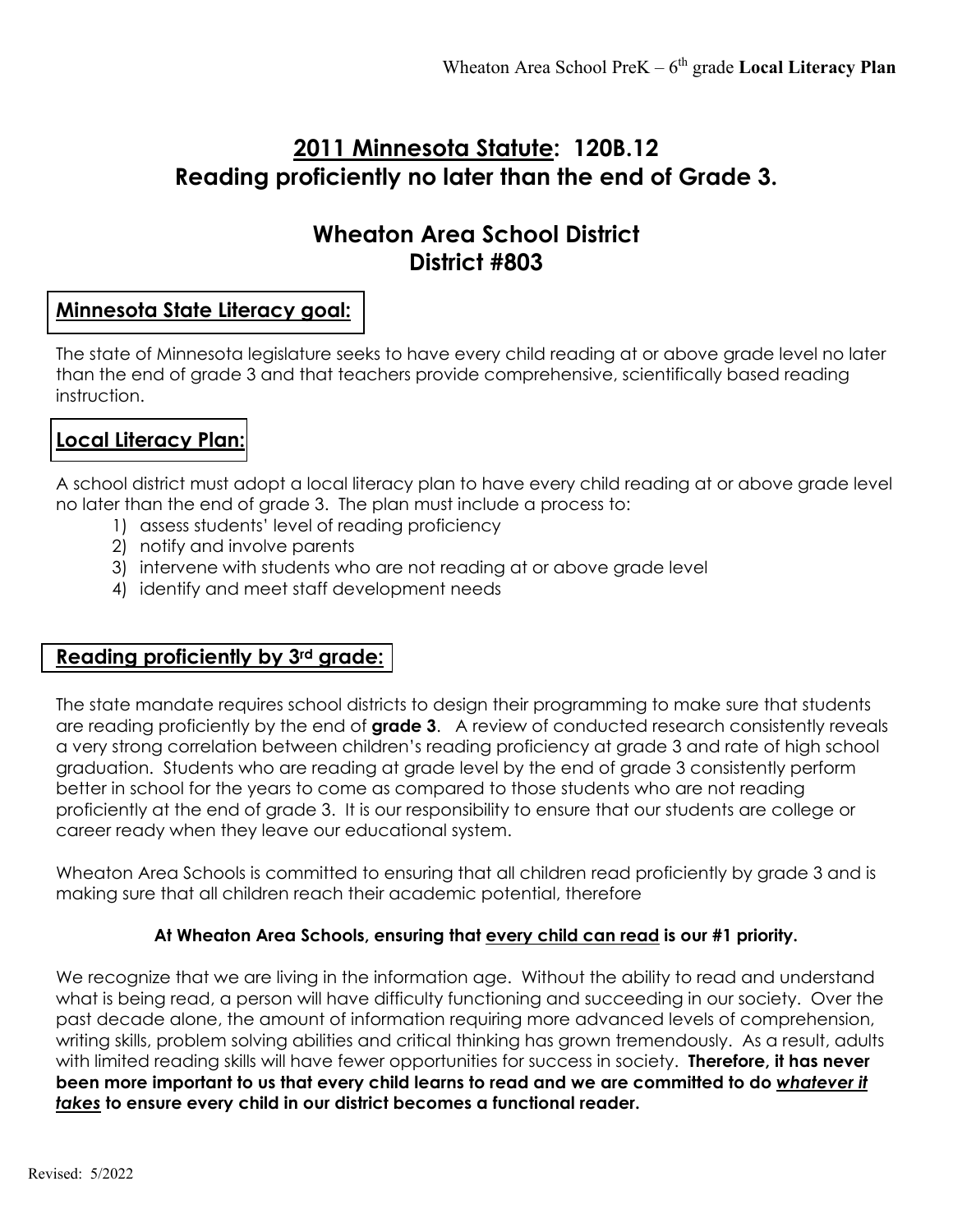# 2011 Minnesota Statute: 120B.12
# Reading proficiently no later than the end of Grade 3.

## Wheaton Area School District
## District #803

### Minnesota State Literacy goal:

The state of Minnesota legislature seeks to have every child reading at or above grade level no later than the end of grade 3 and that teachers provide comprehensive, scientifically based reading instruction.

### Local Literacy Plan:

A school district must adopt a local literacy plan to have every child reading at or above grade level no later than the end of grade 3. The plan must include a process to:

1) assess students' level of reading proficiency
2) notify and involve parents
3) intervene with students who are not reading at or above grade level
4) identify and meet staff development needs

### Reading proficiently by 3rd grade:

The state mandate requires school districts to design their programming to make sure that students are reading proficiently by the end of **grade 3**. A review of conducted research consistently reveals a very strong correlation between children's reading proficiency at grade 3 and rate of high school graduation. Students who are reading at grade level by the end of grade 3 consistently perform better in school for the years to come as compared to those students who are not reading proficiently at the end of grade 3. It is our responsibility to ensure that our students are college or career ready when they leave our educational system.

Wheaton Area Schools is committed to ensuring that all children read proficiently by grade 3 and is making sure that all children reach their academic potential, therefore

**At Wheaton Area Schools, ensuring that every child can read is our #1 priority.**

We recognize that we are living in the information age. Without the ability to read and understand what is being read, a person will have difficulty functioning and succeeding in our society. Over the past decade alone, the amount of information requiring more advanced levels of comprehension, writing skills, problem solving abilities and critical thinking has grown tremendously. As a result, adults with limited reading skills will have fewer opportunities for success in society. **Therefore, it has never been more important to us that every child learns to read and we are committed to do *whatever it takes* to ensure every child in our district becomes a functional reader.**

Revised: 5/2022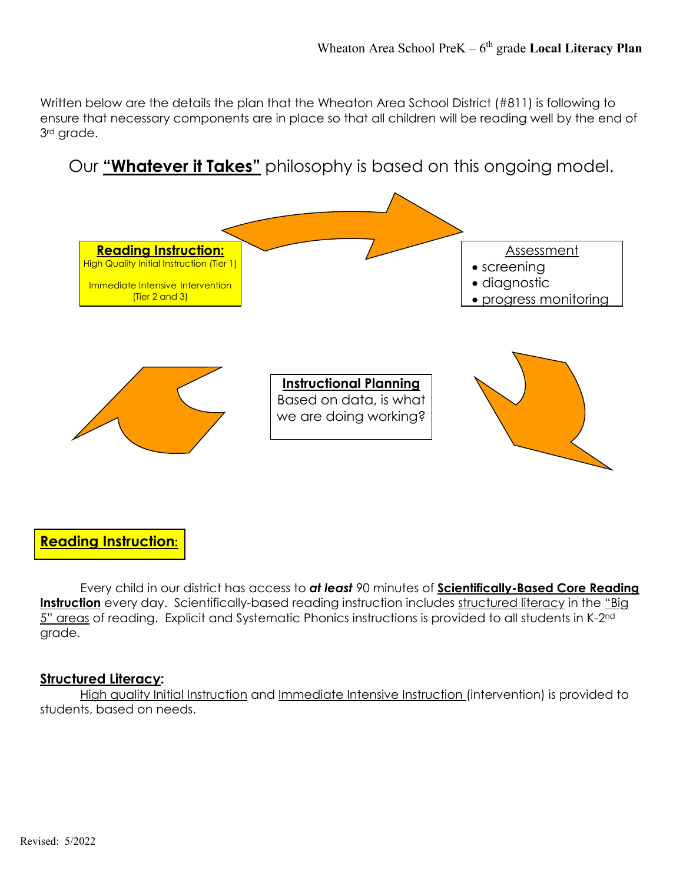Written below are the details the plan that the Wheaton Area School District (#811) is following to ensure that necessary components are in place so that all children will be reading well by the end of 3rd grade.

Our **"Whatever it Takes"** philosophy is based on this ongoing model.

**Reading Instruction:**
High Quality Initial Instruction (Tier 1)

Immediate Intensive Intervention (Tier 2 and 3)

Assessment
- screening
- diagnostic
- progress monitoring

**Instructional Planning**
Based on data, is what we are doing working?

## Reading Instruction:

Every child in our district has access to ***at least*** 90 minutes of **Scientifically-Based Core Reading Instruction** every day. Scientifically-based reading instruction includes structured literacy in the "Big 5" areas of reading. Explicit and Systematic Phonics instructions is provided to all students in K-2nd grade.

### Structured Literacy:

High quality Initial Instruction and Immediate Intensive Instruction (intervention) is provided to students, based on needs.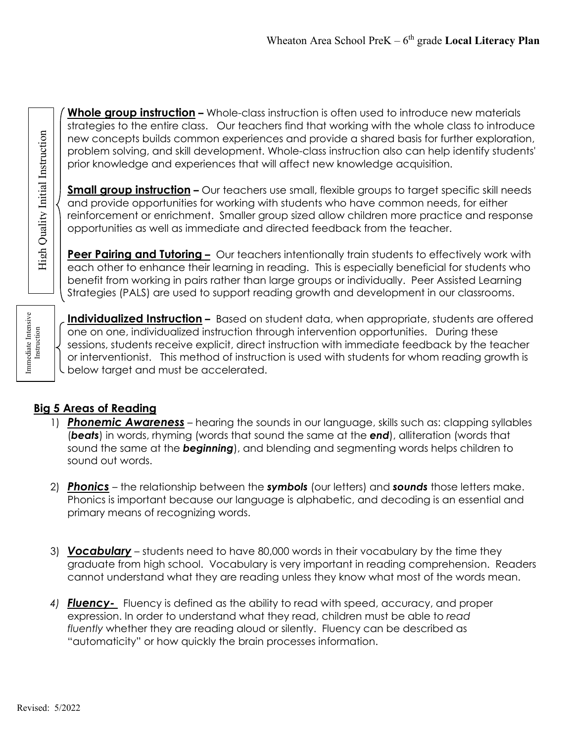High Quality Initial Instruction

**Whole group instruction –** Whole-class instruction is often used to introduce new materials strategies to the entire class. Our teachers find that working with the whole class to introduce new concepts builds common experiences and provide a shared basis for further exploration, problem solving, and skill development. Whole-class instruction also can help identify students' prior knowledge and experiences that will affect new knowledge acquisition.

**Small group instruction –** Our teachers use small, flexible groups to target specific skill needs and provide opportunities for working with students who have common needs, for either reinforcement or enrichment. Smaller group sized allow children more practice and response opportunities as well as immediate and directed feedback from the teacher.

**Peer Pairing and Tutoring –** Our teachers intentionally train students to effectively work with each other to enhance their learning in reading. This is especially beneficial for students who benefit from working in pairs rather than large groups or individually. Peer Assisted Learning Strategies (PALS) are used to support reading growth and development in our classrooms.

Immediate Intensive Instruction

**Individualized Instruction –** Based on student data, when appropriate, students are offered one on one, individualized instruction through intervention opportunities. During these sessions, students receive explicit, direct instruction with immediate feedback by the teacher or interventionist. This method of instruction is used with students for whom reading growth is below target and must be accelerated.

## Big 5 Areas of Reading

1) ***Phonemic Awareness*** – hearing the sounds in our language, skills such as: clapping syllables (***beats***) in words, rhyming (words that sound the same at the ***end***), alliteration (words that sound the same at the ***beginning***), and blending and segmenting words helps children to sound out words.

2) ***Phonics*** – the relationship between the ***symbols*** (our letters) and ***sounds*** those letters make. Phonics is important because our language is alphabetic, and decoding is an essential and primary means of recognizing words.

3) ***Vocabulary*** – students need to have 80,000 words in their vocabulary by the time they graduate from high school. Vocabulary is very important in reading comprehension. Readers cannot understand what they are reading unless they know what most of the words mean.

4) ***Fluency-*** Fluency is defined as the ability to read with speed, accuracy, and proper expression. In order to understand what they read, children must be able to *read fluently* whether they are reading aloud or silently. Fluency can be described as "automaticity" or how quickly the brain processes information.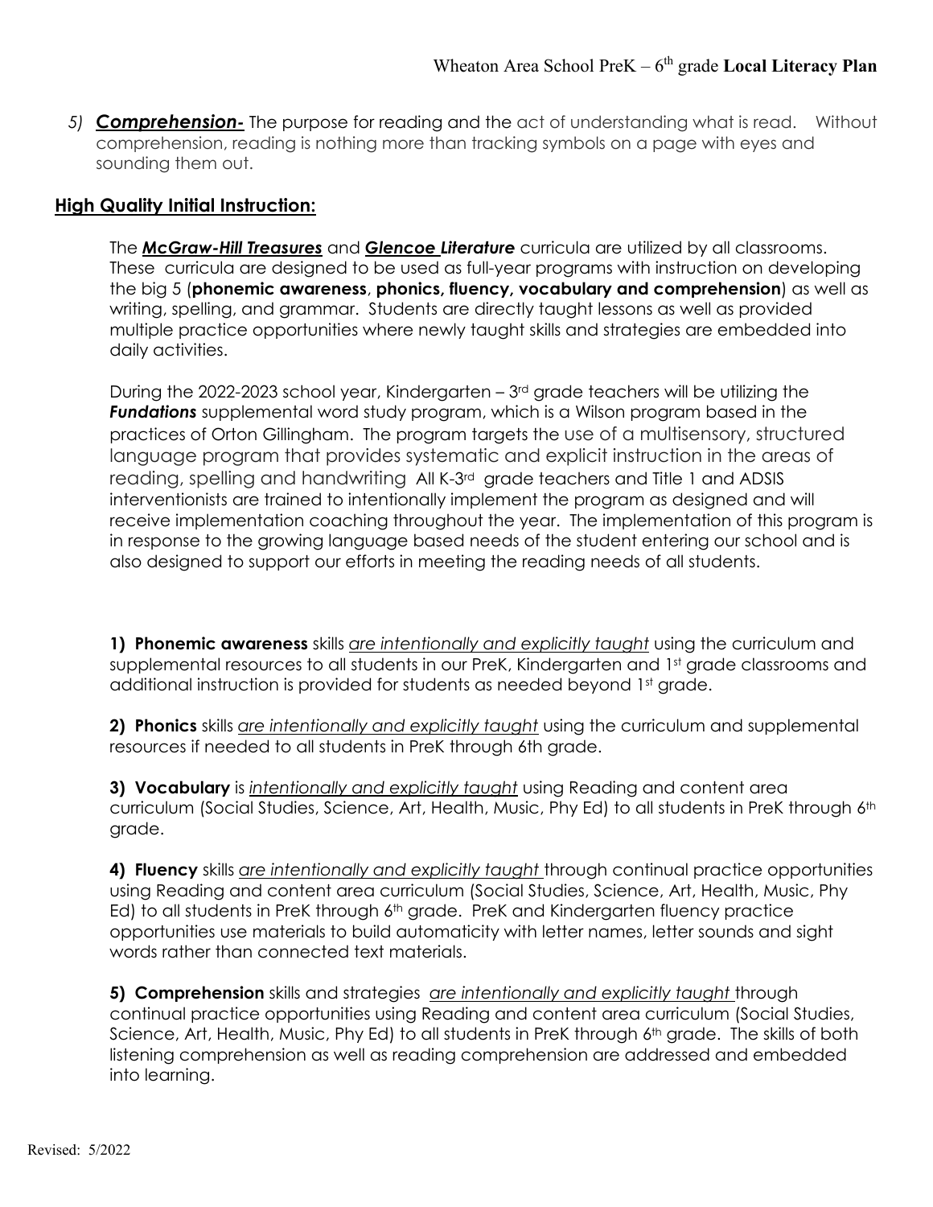5) ***Comprehension-*** The purpose for reading and the act of understanding what is read. Without comprehension, reading is nothing more than tracking symbols on a page with eyes and sounding them out.

## High Quality Initial Instruction:

The ***McGraw-Hill Treasures*** and ***Glencoe Literature*** curricula are utilized by all classrooms. These curricula are designed to be used as full-year programs with instruction on developing the big 5 (**phonemic awareness**, **phonics, fluency, vocabulary and comprehension**) as well as writing, spelling, and grammar. Students are directly taught lessons as well as provided multiple practice opportunities where newly taught skills and strategies are embedded into daily activities.

During the 2022-2023 school year, Kindergarten – 3rd grade teachers will be utilizing the ***Fundations*** supplemental word study program, which is a Wilson program based in the practices of Orton Gillingham. The program targets the use of a multisensory, structured language program that provides systematic and explicit instruction in the areas of reading, spelling and handwriting All K-3rd grade teachers and Title 1 and ADSIS interventionists are trained to intentionally implement the program as designed and will receive implementation coaching throughout the year. The implementation of this program is in response to the growing language based needs of the student entering our school and is also designed to support our efforts in meeting the reading needs of all students.

**1) Phonemic awareness** skills *are intentionally and explicitly taught* using the curriculum and supplemental resources to all students in our PreK, Kindergarten and 1st grade classrooms and additional instruction is provided for students as needed beyond 1st grade.

**2) Phonics** skills *are intentionally and explicitly taught* using the curriculum and supplemental resources if needed to all students in PreK through 6th grade.

**3) Vocabulary** is *intentionally and explicitly taught* using Reading and content area curriculum (Social Studies, Science, Art, Health, Music, Phy Ed) to all students in PreK through 6th grade.

**4) Fluency** skills *are intentionally and explicitly taught* through continual practice opportunities using Reading and content area curriculum (Social Studies, Science, Art, Health, Music, Phy Ed) to all students in PreK through 6th grade. PreK and Kindergarten fluency practice opportunities use materials to build automaticity with letter names, letter sounds and sight words rather than connected text materials.

**5) Comprehension** skills and strategies *are intentionally and explicitly taught* through continual practice opportunities using Reading and content area curriculum (Social Studies, Science, Art, Health, Music, Phy Ed) to all students in PreK through 6th grade. The skills of both listening comprehension as well as reading comprehension are addressed and embedded into learning.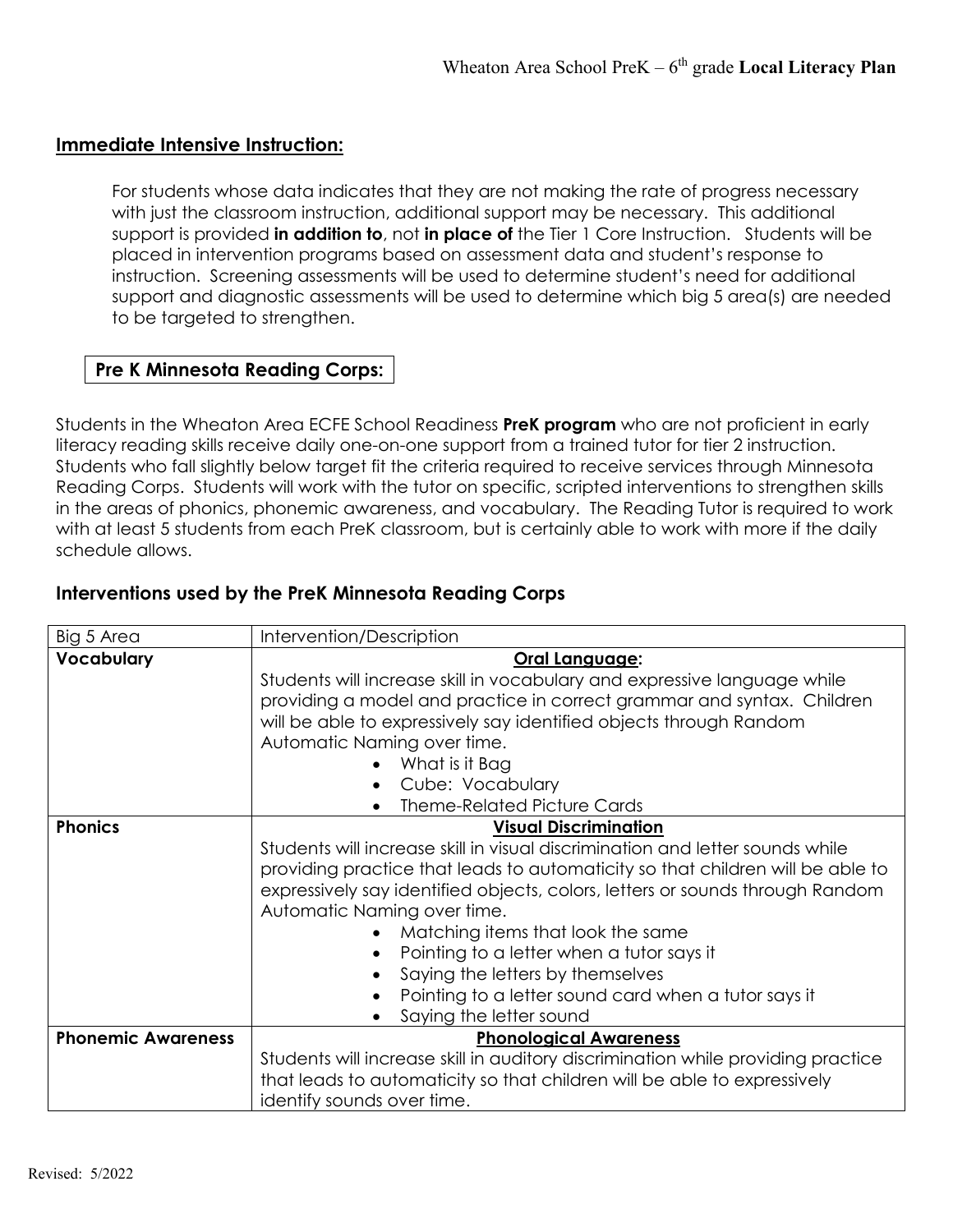## Immediate Intensive Instruction:

For students whose data indicates that they are not making the rate of progress necessary with just the classroom instruction, additional support may be necessary. This additional support is provided **in addition to**, not **in place of** the Tier 1 Core Instruction. Students will be placed in intervention programs based on assessment data and student's response to instruction. Screening assessments will be used to determine student's need for additional support and diagnostic assessments will be used to determine which big 5 area(s) are needed to be targeted to strengthen.

### Pre K Minnesota Reading Corps:

Students in the Wheaton Area ECFE School Readiness **PreK program** who are not proficient in early literacy reading skills receive daily one-on-one support from a trained tutor for tier 2 instruction. Students who fall slightly below target fit the criteria required to receive services through Minnesota Reading Corps. Students will work with the tutor on specific, scripted interventions to strengthen skills in the areas of phonics, phonemic awareness, and vocabulary. The Reading Tutor is required to work with at least 5 students from each PreK classroom, but is certainly able to work with more if the daily schedule allows.

### Interventions used by the PreK Minnesota Reading Corps

| Big 5 Area | Intervention/Description |
|---|---|
| **Vocabulary** | **Oral Language:** Students will increase skill in vocabulary and expressive language while providing a model and practice in correct grammar and syntax. Children will be able to expressively say identified objects through Random Automatic Naming over time. <br>• What is it Bag <br>• Cube: Vocabulary <br>• Theme-Related Picture Cards |
| **Phonics** | **Visual Discrimination** Students will increase skill in visual discrimination and letter sounds while providing practice that leads to automaticity so that children will be able to expressively say identified objects, colors, letters or sounds through Random Automatic Naming over time. <br>• Matching items that look the same <br>• Pointing to a letter when a tutor says it <br>• Saying the letters by themselves <br>• Pointing to a letter sound card when a tutor says it <br>• Saying the letter sound |
| **Phonemic Awareness** | **Phonological Awareness** Students will increase skill in auditory discrimination while providing practice that leads to automaticity so that children will be able to expressively identify sounds over time. |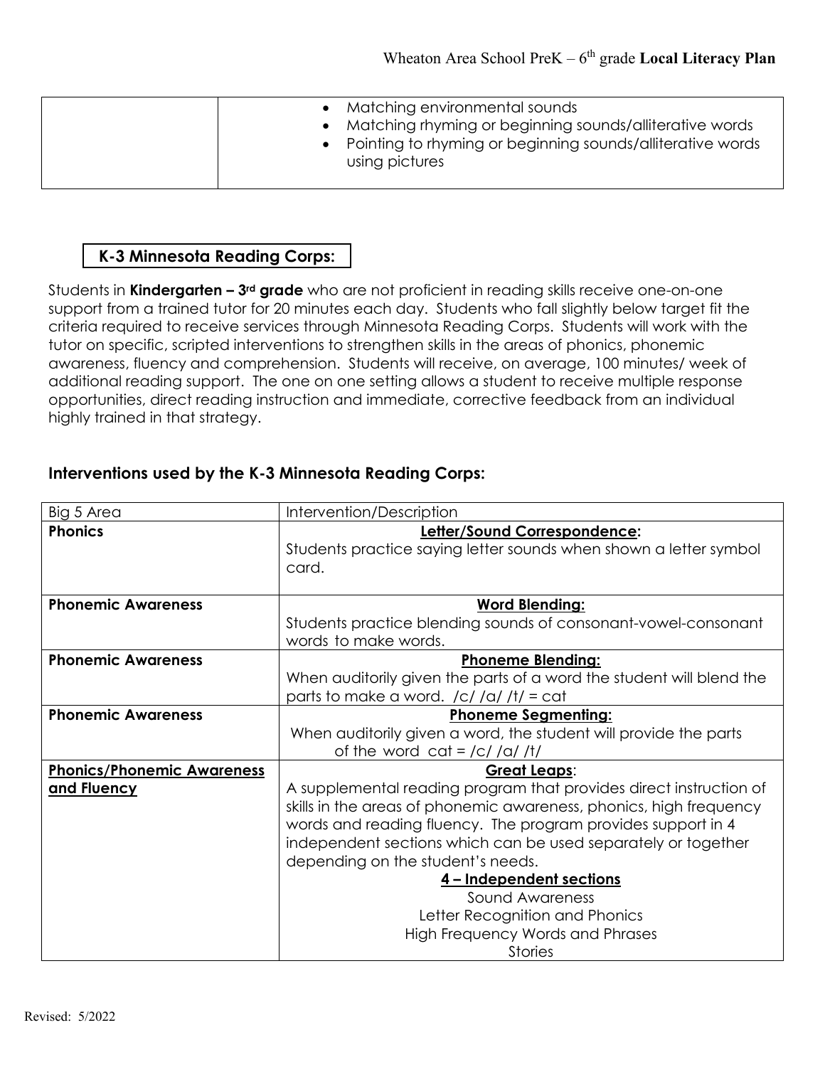|  |  |
|---|---|
|  | • Matching environmental sounds<br>• Matching rhyming or beginning sounds/alliterative words<br>• Pointing to rhyming or beginning sounds/alliterative words using pictures |

## K-3 Minnesota Reading Corps:

Students in **Kindergarten – 3rd grade** who are not proficient in reading skills receive one-on-one support from a trained tutor for 20 minutes each day. Students who fall slightly below target fit the criteria required to receive services through Minnesota Reading Corps. Students will work with the tutor on specific, scripted interventions to strengthen skills in the areas of phonics, phonemic awareness, fluency and comprehension. Students will receive, on average, 100 minutes/ week of additional reading support. The one on one setting allows a student to receive multiple response opportunities, direct reading instruction and immediate, corrective feedback from an individual highly trained in that strategy.

### Interventions used by the K-3 Minnesota Reading Corps:

| Big 5 Area | Intervention/Description |
|---|---|
| **Phonics** | **Letter/Sound Correspondence:**<br>Students practice saying letter sounds when shown a letter symbol card. |
| **Phonemic Awareness** | **Word Blending:**<br>Students practice blending sounds of consonant-vowel-consonant words to make words. |
| **Phonemic Awareness** | **Phoneme Blending:**<br>When auditorily given the parts of a word the student will blend the parts to make a word. /c/ /a/ /t/ = cat |
| **Phonemic Awareness** | **Phoneme Segmenting:**<br>When auditorily given a word, the student will provide the parts of the word cat = /c/ /a/ /t/ |
| **Phonics/Phonemic Awareness and Fluency** | **Great Leaps**:<br>A supplemental reading program that provides direct instruction of skills in the areas of phonemic awareness, phonics, high frequency words and reading fluency. The program provides support in 4 independent sections which can be used separately or together depending on the student's needs.<br>**4 – Independent sections**<br>Sound Awareness<br>Letter Recognition and Phonics<br>High Frequency Words and Phrases<br>Stories |

Revised: 5/2022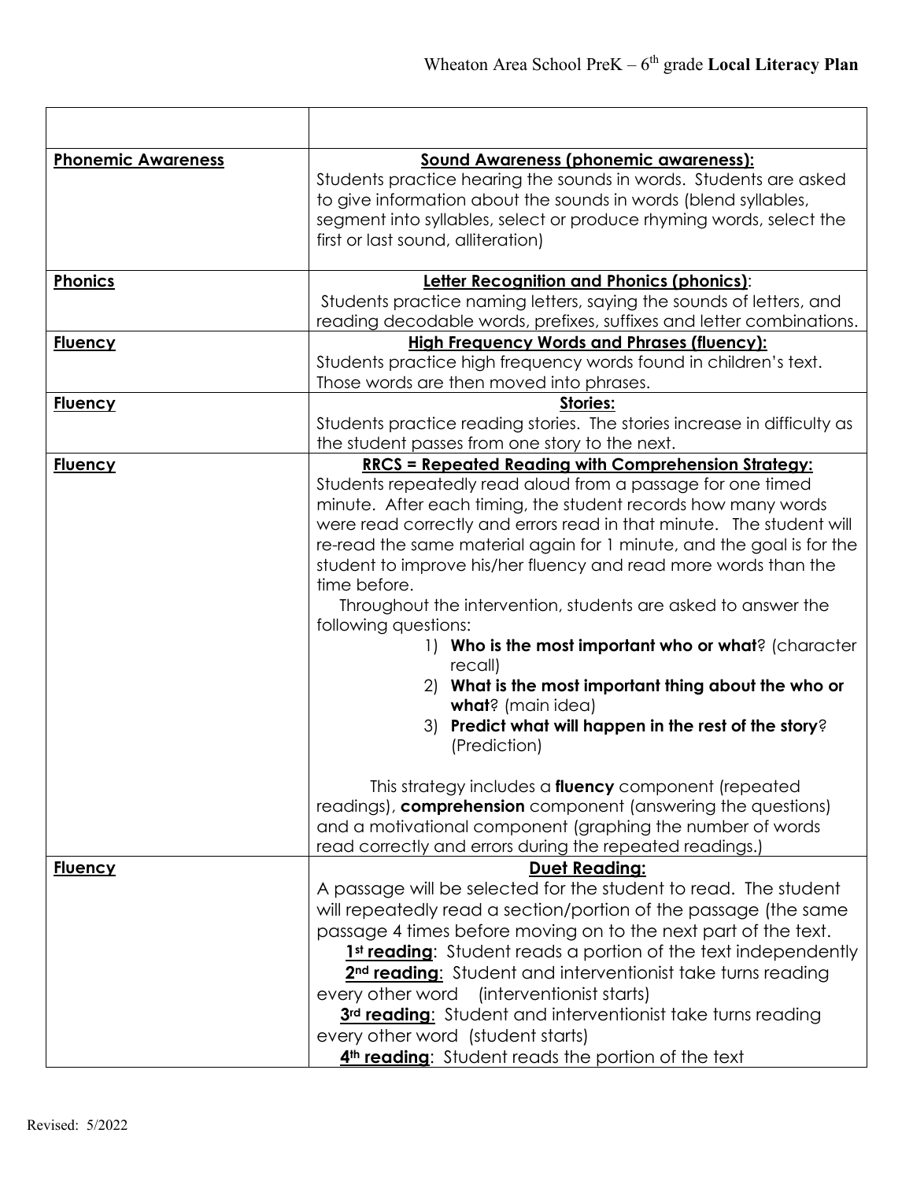| | |
|---|---|
| **Phonemic Awareness** | **Sound Awareness (phonemic awareness):**<br>Students practice hearing the sounds in words. Students are asked to give information about the sounds in words (blend syllables, segment into syllables, select or produce rhyming words, select the first or last sound, alliteration) |
| **Phonics** | **Letter Recognition and Phonics (phonics)**:<br>Students practice naming letters, saying the sounds of letters, and reading decodable words, prefixes, suffixes and letter combinations. |
| **Fluency** | **High Frequency Words and Phrases (fluency):**<br>Students practice high frequency words found in children's text. Those words are then moved into phrases. |
| **Fluency** | **Stories:**<br>Students practice reading stories. The stories increase in difficulty as the student passes from one story to the next. |
| **Fluency** | **RRCS = Repeated Reading with Comprehension Strategy:**<br>Students repeatedly read aloud from a passage for one timed minute. After each timing, the student records how many words were read correctly and errors read in that minute. The student will re-read the same material again for 1 minute, and the goal is for the student to improve his/her fluency and read more words than the time before.<br>Throughout the intervention, students are asked to answer the following questions:<br>1) **Who is the most important who or what**? (character recall)<br>2) **What is the most important thing about the who or what**? (main idea)<br>3) **Predict what will happen in the rest of the story**? (Prediction)<br><br>This strategy includes a **fluency** component (repeated readings), **comprehension** component (answering the questions) and a motivational component (graphing the number of words read correctly and errors during the repeated readings.) |
| **Fluency** | **Duet Reading:**<br>A passage will be selected for the student to read. The student will repeatedly read a section/portion of the passage (the same passage 4 times before moving on to the next part of the text.<br>**1st reading**: Student reads a portion of the text independently<br>**2nd reading**: Student and interventionist take turns reading every other word (interventionist starts)<br>**3rd reading**: Student and interventionist take turns reading every other word (student starts)<br>**4th reading**: Student reads the portion of the text |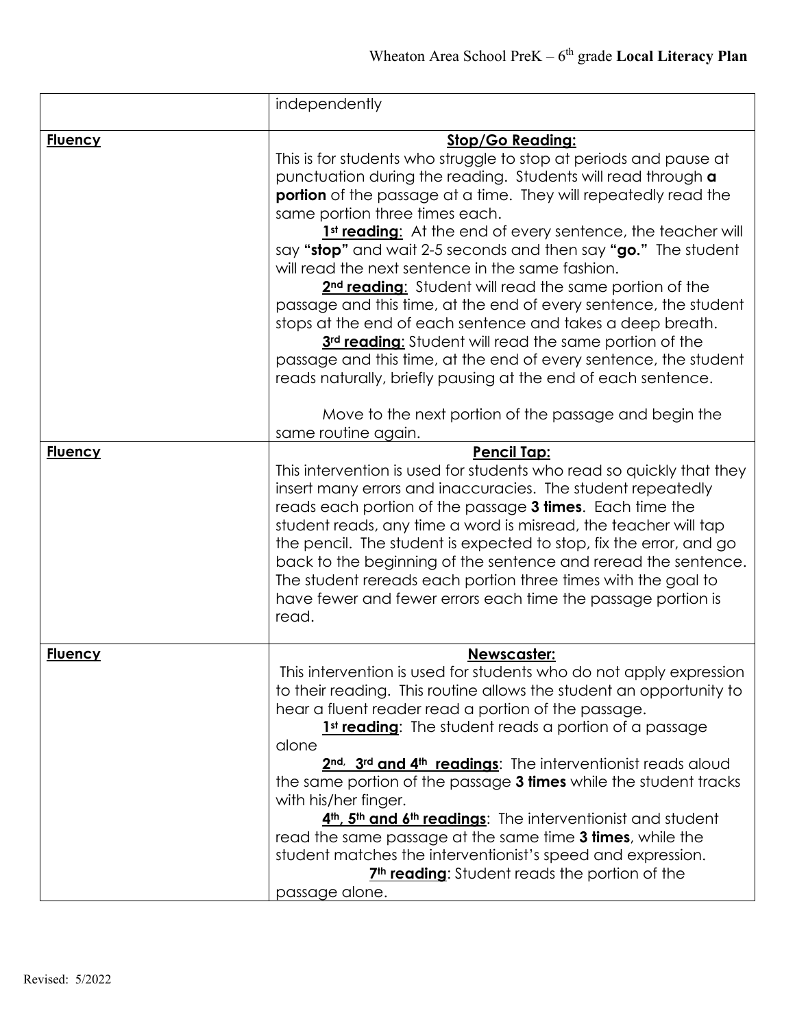| | |
|---|---|
| | independently |
| **Fluency** | **Stop/Go Reading:**<br>This is for students who struggle to stop at periods and pause at punctuation during the reading. Students will read through **a portion** of the passage at a time. They will repeatedly read the same portion three times each.<br>**1st reading**: At the end of every sentence, the teacher will say **"stop"** and wait 2-5 seconds and then say **"go."** The student will read the next sentence in the same fashion.<br>**2nd reading**: Student will read the same portion of the passage and this time, at the end of every sentence, the student stops at the end of each sentence and takes a deep breath.<br>**3rd reading**: Student will read the same portion of the passage and this time, at the end of every sentence, the student reads naturally, briefly pausing at the end of each sentence.<br><br>Move to the next portion of the passage and begin the same routine again. |
| **Fluency** | **Pencil Tap:**<br>This intervention is used for students who read so quickly that they insert many errors and inaccuracies. The student repeatedly reads each portion of the passage **3 times**. Each time the student reads, any time a word is misread, the teacher will tap the pencil. The student is expected to stop, fix the error, and go back to the beginning of the sentence and reread the sentence. The student rereads each portion three times with the goal to have fewer and fewer errors each time the passage portion is read. |
| **Fluency** | **Newscaster:**<br>This intervention is used for students who do not apply expression to their reading. This routine allows the student an opportunity to hear a fluent reader read a portion of the passage.<br>**1st reading**: The student reads a portion of a passage alone<br>**2nd, 3rd and 4th readings**: The interventionist reads aloud the same portion of the passage **3 times** while the student tracks with his/her finger.<br>**4th, 5th and 6th readings**: The interventionist and student read the same passage at the same time **3 times**, while the student matches the interventionist's speed and expression.<br>**7th reading**: Student reads the portion of the passage alone. |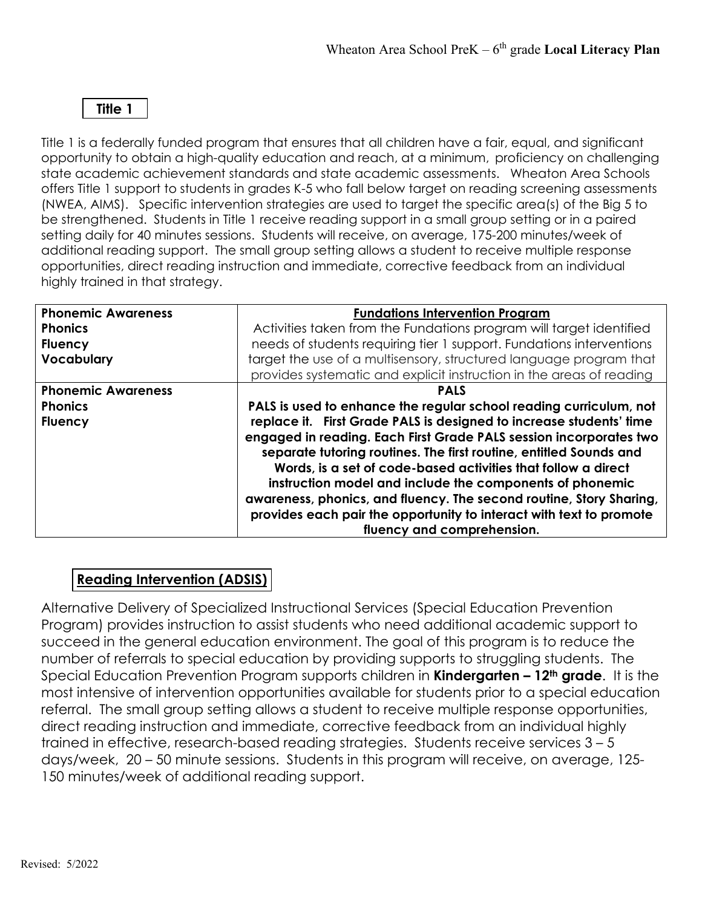## Title 1

Title 1 is a federally funded program that ensures that all children have a fair, equal, and significant opportunity to obtain a high-quality education and reach, at a minimum, proficiency on challenging state academic achievement standards and state academic assessments. Wheaton Area Schools offers Title 1 support to students in grades K-5 who fall below target on reading screening assessments (NWEA, AIMS). Specific intervention strategies are used to target the specific area(s) of the Big 5 to be strengthened. Students in Title 1 receive reading support in a small group setting or in a paired setting daily for 40 minutes sessions. Students will receive, on average, 175-200 minutes/week of additional reading support. The small group setting allows a student to receive multiple response opportunities, direct reading instruction and immediate, corrective feedback from an individual highly trained in that strategy.

| | |
|---|---|
| **Phonemic Awareness**<br>**Phonics**<br>**Fluency**<br>**Vocabulary** | **Fundations Intervention Program**<br>Activities taken from the Fundations program will target identified needs of students requiring tier 1 support. Fundations interventions target the use of a multisensory, structured language program that provides systematic and explicit instruction in the areas of reading |
| **Phonemic Awareness**<br>**Phonics**<br>**Fluency** | **PALS**<br>**PALS is used to enhance the regular school reading curriculum, not replace it. First Grade PALS is designed to increase students' time engaged in reading. Each First Grade PALS session incorporates two separate tutoring routines. The first routine, entitled Sounds and Words, is a set of code-based activities that follow a direct instruction model and include the components of phonemic awareness, phonics, and fluency. The second routine, Story Sharing, provides each pair the opportunity to interact with text to promote fluency and comprehension.** |

## Reading Intervention (ADSIS)

Alternative Delivery of Specialized Instructional Services (Special Education Prevention Program) provides instruction to assist students who need additional academic support to succeed in the general education environment. The goal of this program is to reduce the number of referrals to special education by providing supports to struggling students. The Special Education Prevention Program supports children in **Kindergarten – 12th grade**. It is the most intensive of intervention opportunities available for students prior to a special education referral. The small group setting allows a student to receive multiple response opportunities, direct reading instruction and immediate, corrective feedback from an individual highly trained in effective, research-based reading strategies. Students receive services 3 – 5 days/week, 20 – 50 minute sessions. Students in this program will receive, on average, 125-150 minutes/week of additional reading support.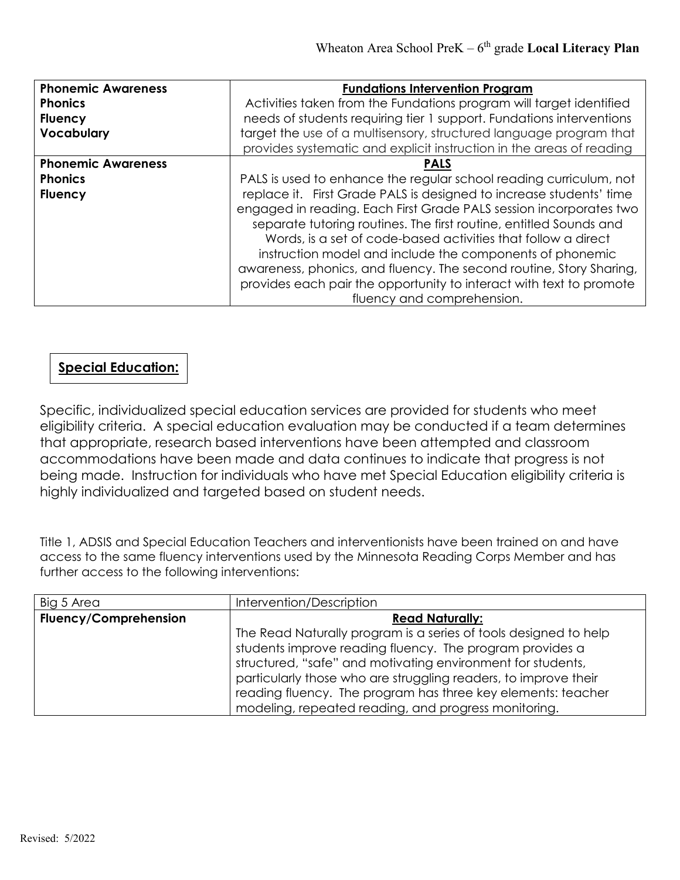| | |
|---|---|
| **Phonemic Awareness**<br>**Phonics**<br>**Fluency**<br>**Vocabulary** | **Fundations Intervention Program**<br>Activities taken from the Fundations program will target identified needs of students requiring tier 1 support. Fundations interventions target the use of a multisensory, structured language program that provides systematic and explicit instruction in the areas of reading |
| **Phonemic Awareness**<br>**Phonics**<br>**Fluency** | **PALS**<br>PALS is used to enhance the regular school reading curriculum, not replace it. First Grade PALS is designed to increase students' time engaged in reading. Each First Grade PALS session incorporates two separate tutoring routines. The first routine, entitled Sounds and Words, is a set of code-based activities that follow a direct instruction model and include the components of phonemic awareness, phonics, and fluency. The second routine, Story Sharing, provides each pair the opportunity to interact with text to promote fluency and comprehension. |

## Special Education:

Specific, individualized special education services are provided for students who meet eligibility criteria. A special education evaluation may be conducted if a team determines that appropriate, research based interventions have been attempted and classroom accommodations have been made and data continues to indicate that progress is not being made. Instruction for individuals who have met Special Education eligibility criteria is highly individualized and targeted based on student needs.

Title 1, ADSIS and Special Education Teachers and interventionists have been trained on and have access to the same fluency interventions used by the Minnesota Reading Corps Member and has further access to the following interventions:

| Big 5 Area | Intervention/Description |
|---|---|
| **Fluency/Comprehension** | **Read Naturally:**<br>The Read Naturally program is a series of tools designed to help students improve reading fluency. The program provides a structured, "safe" and motivating environment for students, particularly those who are struggling readers, to improve their reading fluency. The program has three key elements: teacher modeling, repeated reading, and progress monitoring. |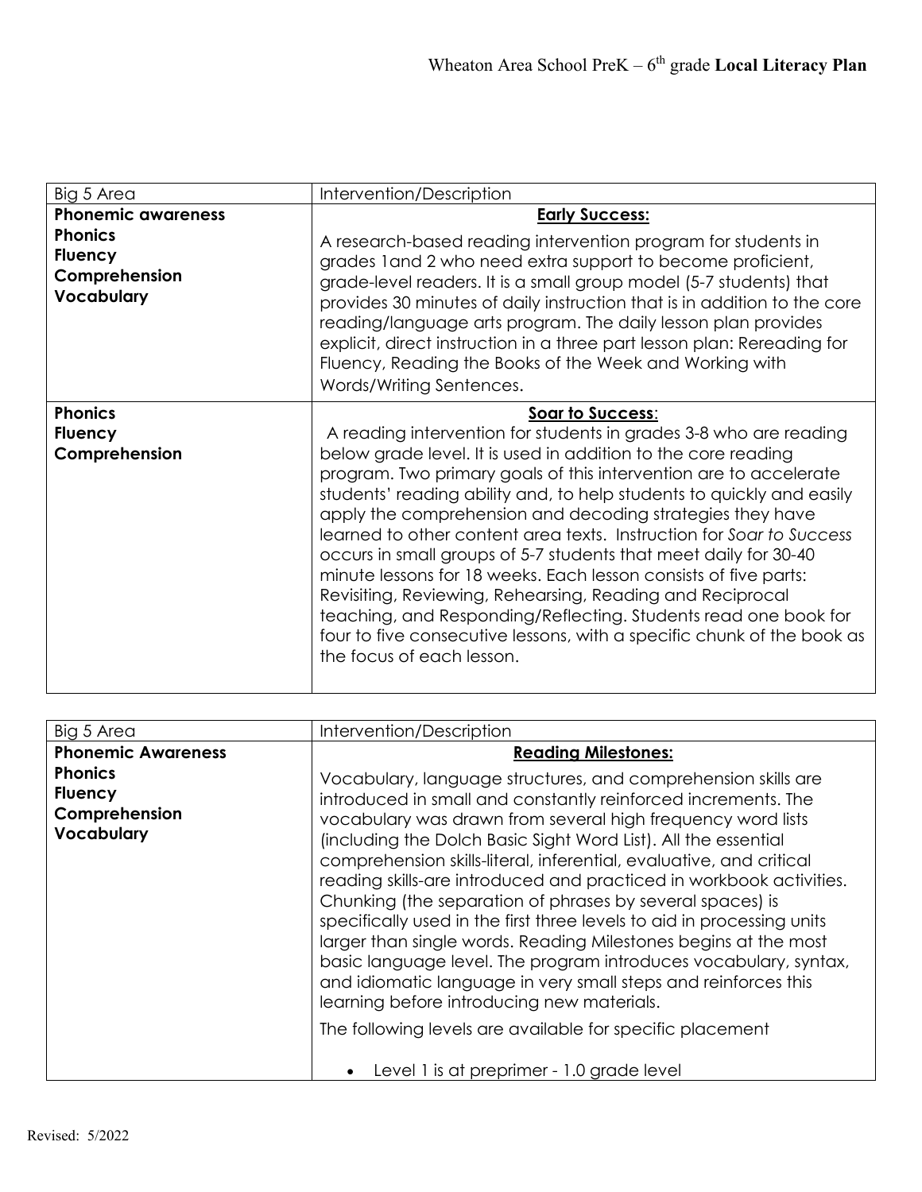| Big 5 Area | Intervention/Description |
| --- | --- |
| **Phonemic awareness**<br>**Phonics**<br>**Fluency**<br>**Comprehension**<br>**Vocabulary** | **Early Success:**<br>A research-based reading intervention program for students in grades 1and 2 who need extra support to become proficient, grade-level readers. It is a small group model (5-7 students) that provides 30 minutes of daily instruction that is in addition to the core reading/language arts program. The daily lesson plan provides explicit, direct instruction in a three part lesson plan: Rereading for Fluency, Reading the Books of the Week and Working with Words/Writing Sentences. |
| **Phonics**<br>**Fluency**<br>**Comprehension** | **Soar to Success:**<br>A reading intervention for students in grades 3-8 who are reading below grade level. It is used in addition to the core reading program. Two primary goals of this intervention are to accelerate students' reading ability and, to help students to quickly and easily apply the comprehension and decoding strategies they have learned to other content area texts. Instruction for *Soar to Success* occurs in small groups of 5-7 students that meet daily for 30-40 minute lessons for 18 weeks. Each lesson consists of five parts: Revisiting, Reviewing, Rehearsing, Reading and Reciprocal teaching, and Responding/Reflecting. Students read one book for four to five consecutive lessons, with a specific chunk of the book as the focus of each lesson. |

| Big 5 Area | Intervention/Description |
| --- | --- |
| **Phonemic Awareness**<br>**Phonics**<br>**Fluency**<br>**Comprehension**<br>**Vocabulary** | **Reading Milestones:**<br>Vocabulary, language structures, and comprehension skills are introduced in small and constantly reinforced increments. The vocabulary was drawn from several high frequency word lists (including the Dolch Basic Sight Word List). All the essential comprehension skills-literal, inferential, evaluative, and critical reading skills-are introduced and practiced in workbook activities. Chunking (the separation of phrases by several spaces) is specifically used in the first three levels to aid in processing units larger than single words. Reading Milestones begins at the most basic language level. The program introduces vocabulary, syntax, and idiomatic language in very small steps and reinforces this learning before introducing new materials.<br>The following levels are available for specific placement<br>• Level 1 is at preprimer - 1.0 grade level |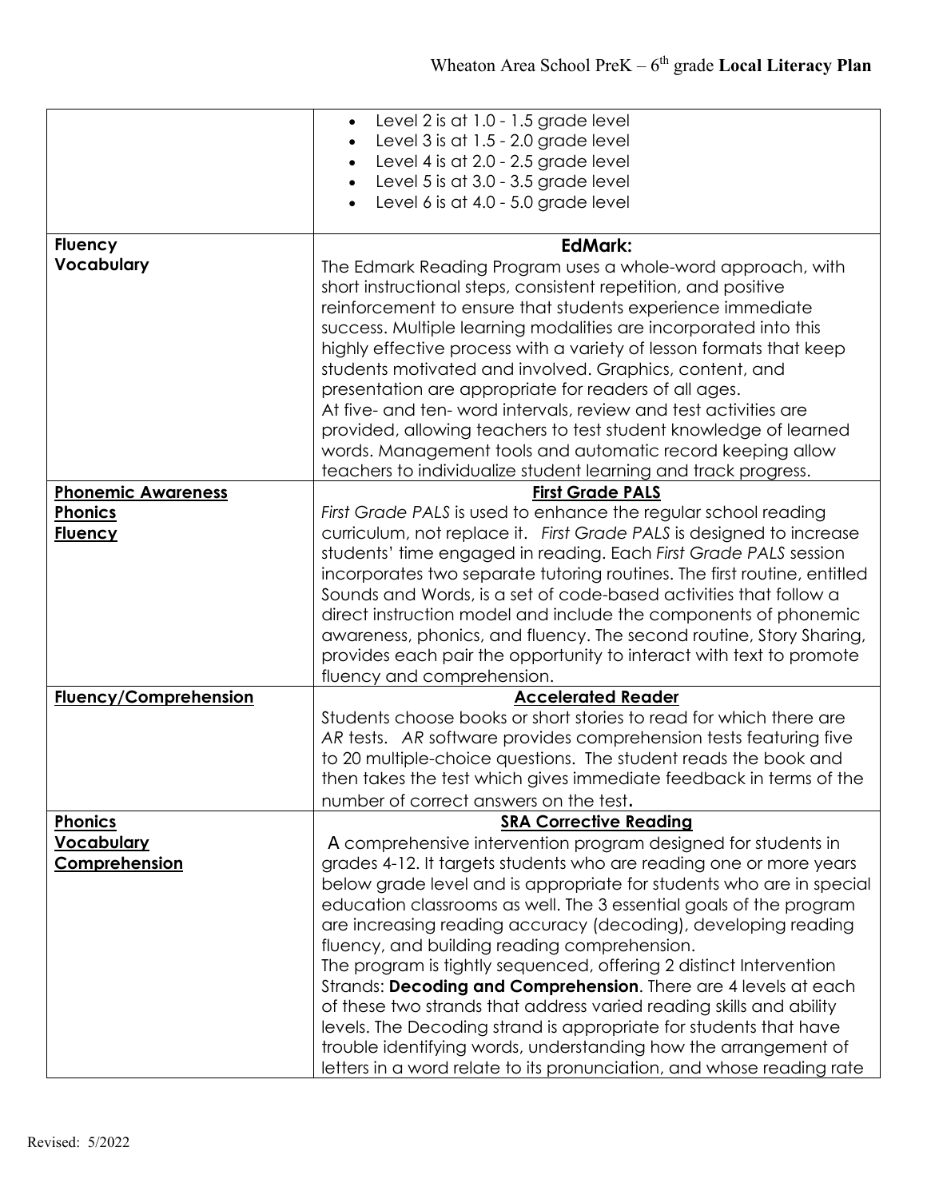| | |
|---|---|
| | • Level 2 is at 1.0 - 1.5 grade level<br>• Level 3 is at 1.5 - 2.0 grade level<br>• Level 4 is at 2.0 - 2.5 grade level<br>• Level 5 is at 3.0 - 3.5 grade level<br>• Level 6 is at 4.0 - 5.0 grade level |
| **Fluency**<br>**Vocabulary** | **EdMark:**<br>The Edmark Reading Program uses a whole-word approach, with short instructional steps, consistent repetition, and positive reinforcement to ensure that students experience immediate success. Multiple learning modalities are incorporated into this highly effective process with a variety of lesson formats that keep students motivated and involved. Graphics, content, and presentation are appropriate for readers of all ages.<br>At five- and ten- word intervals, review and test activities are provided, allowing teachers to test student knowledge of learned words. Management tools and automatic record keeping allow teachers to individualize student learning and track progress. |
| **Phonemic Awareness**<br>**Phonics**<br>**Fluency** | **First Grade PALS**<br>*First Grade PALS* is used to enhance the regular school reading curriculum, not replace it. *First Grade PALS* is designed to increase students' time engaged in reading. Each *First Grade PALS* session incorporates two separate tutoring routines. The first routine, entitled Sounds and Words, is a set of code-based activities that follow a direct instruction model and include the components of phonemic awareness, phonics, and fluency. The second routine, Story Sharing, provides each pair the opportunity to interact with text to promote fluency and comprehension. |
| **Fluency/Comprehension** | **Accelerated Reader**<br>Students choose books or short stories to read for which there are *AR* tests. *AR* software provides comprehension tests featuring five to 20 multiple-choice questions. The student reads the book and then takes the test which gives immediate feedback in terms of the number of correct answers on the test**.** |
| **Phonics**<br>**Vocabulary**<br>**Comprehension** | **SRA Corrective Reading**<br>A comprehensive intervention program designed for students in grades 4-12. It targets students who are reading one or more years below grade level and is appropriate for students who are in special education classrooms as well. The 3 essential goals of the program are increasing reading accuracy (decoding), developing reading fluency, and building reading comprehension.<br>The program is tightly sequenced, offering 2 distinct Intervention Strands: **Decoding and Comprehension**. There are 4 levels at each of these two strands that address varied reading skills and ability levels. The Decoding strand is appropriate for students that have trouble identifying words, understanding how the arrangement of letters in a word relate to its pronunciation, and whose reading rate |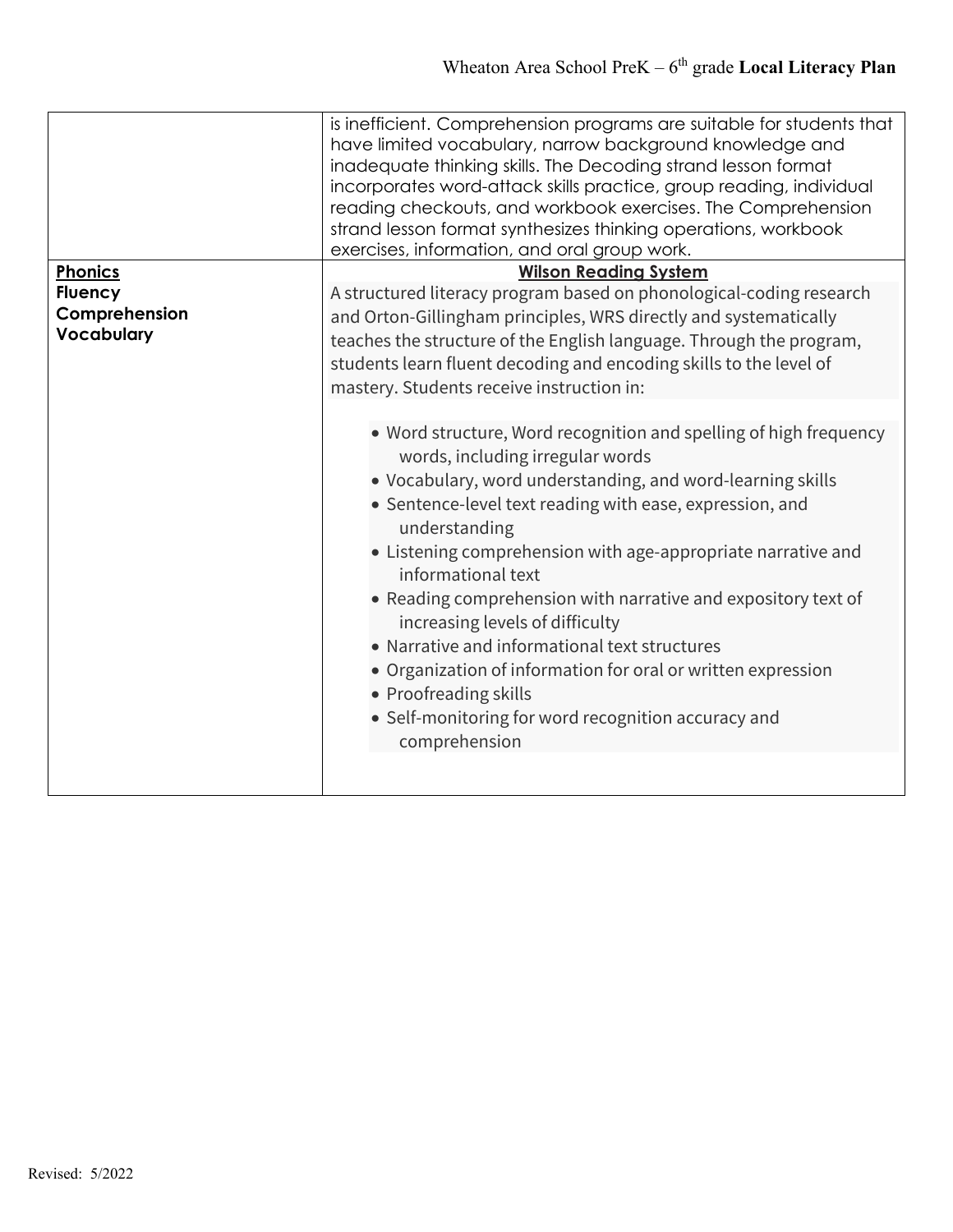| | |
|---|---|
| | is inefficient. Comprehension programs are suitable for students that have limited vocabulary, narrow background knowledge and inadequate thinking skills. The Decoding strand lesson format incorporates word-attack skills practice, group reading, individual reading checkouts, and workbook exercises. The Comprehension strand lesson format synthesizes thinking operations, workbook exercises, information, and oral group work. |
| **Phonics**<br>**Fluency**<br>**Comprehension**<br>**Vocabulary** | **Wilson Reading System**<br>A structured literacy program based on phonological-coding research and Orton-Gillingham principles, WRS directly and systematically teaches the structure of the English language. Through the program, students learn fluent decoding and encoding skills to the level of mastery. Students receive instruction in:<br><br>• Word structure, Word recognition and spelling of high frequency words, including irregular words<br>• Vocabulary, word understanding, and word-learning skills<br>• Sentence-level text reading with ease, expression, and understanding<br>• Listening comprehension with age-appropriate narrative and informational text<br>• Reading comprehension with narrative and expository text of increasing levels of difficulty<br>• Narrative and informational text structures<br>• Organization of information for oral or written expression<br>• Proofreading skills<br>• Self-monitoring for word recognition accuracy and comprehension |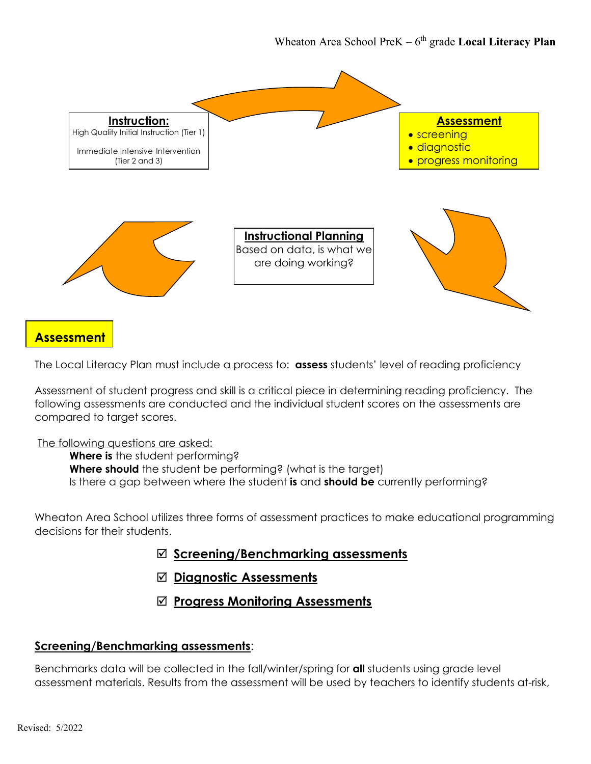**Instruction:**
High Quality Initial Instruction (Tier 1)

Immediate Intensive Intervention (Tier 2 and 3)

**Assessment**
- screening
- diagnostic
- progress monitoring

**Instructional Planning**
Based on data, is what we are doing working?

## Assessment

The Local Literacy Plan must include a process to: **assess** students' level of reading proficiency

Assessment of student progress and skill is a critical piece in determining reading proficiency. The following assessments are conducted and the individual student scores on the assessments are compared to target scores.

The following questions are asked:

**Where is** the student performing?
**Where should** the student be performing? (what is the target)
Is there a gap between where the student **is** and **should be** currently performing?

Wheaton Area School utilizes three forms of assessment practices to make educational programming decisions for their students.

☑ **Screening/Benchmarking assessments**

☑ **Diagnostic Assessments**

☑ **Progress Monitoring Assessments**

### Screening/Benchmarking assessments:

Benchmarks data will be collected in the fall/winter/spring for **all** students using grade level assessment materials. Results from the assessment will be used by teachers to identify students at-risk,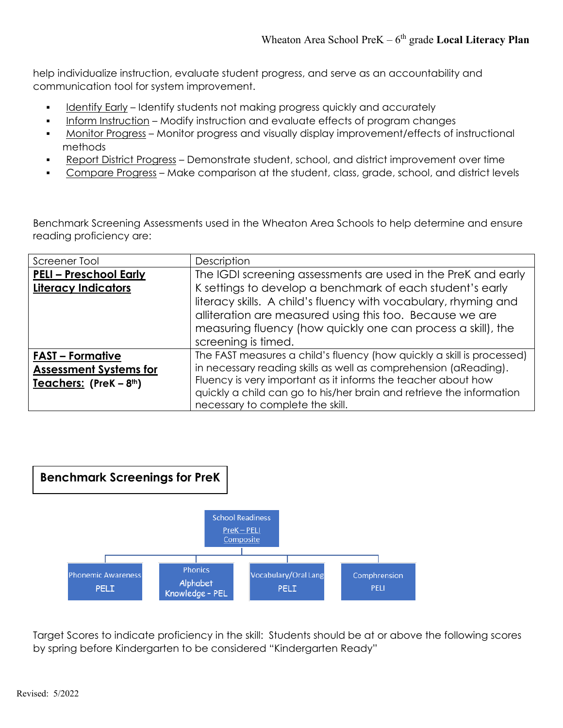help individualize instruction, evaluate student progress, and serve as an accountability and communication tool for system improvement.

- Identify Early – Identify students not making progress quickly and accurately
- Inform Instruction – Modify instruction and evaluate effects of program changes
- Monitor Progress – Monitor progress and visually display improvement/effects of instructional methods
- Report District Progress – Demonstrate student, school, and district improvement over time
- Compare Progress – Make comparison at the student, class, grade, school, and district levels

Benchmark Screening Assessments used in the Wheaton Area Schools to help determine and ensure reading proficiency are:

| Screener Tool | Description |
|---|---|
| **PELI – Preschool Early Literacy Indicators** | The IGDI screening assessments are used in the PreK and early K settings to develop a benchmark of each student's early literacy skills. A child's fluency with vocabulary, rhyming and alliteration are measured using this too. Because we are measuring fluency (how quickly one can process a skill), the screening is timed. |
| **FAST – Formative Assessment Systems for Teachers: (PreK – 8th)** | The FAST measures a child's fluency (how quickly a skill is processed) in necessary reading skills as well as comprehension (aReading). Fluency is very important as it informs the teacher about how quickly a child can go to his/her brain and retrieve the information necessary to complete the skill. |

## Benchmark Screenings for PreK

School Readiness
PreK – PELI Composite

- Phonemic Awareness PELI
- Phonics Alphabet Knowledge - PEL
- Vocabulary/Oral Lang PELI
- Comphrension PELI

Target Scores to indicate proficiency in the skill: Students should be at or above the following scores by spring before Kindergarten to be considered "Kindergarten Ready"

Revised: 5/2022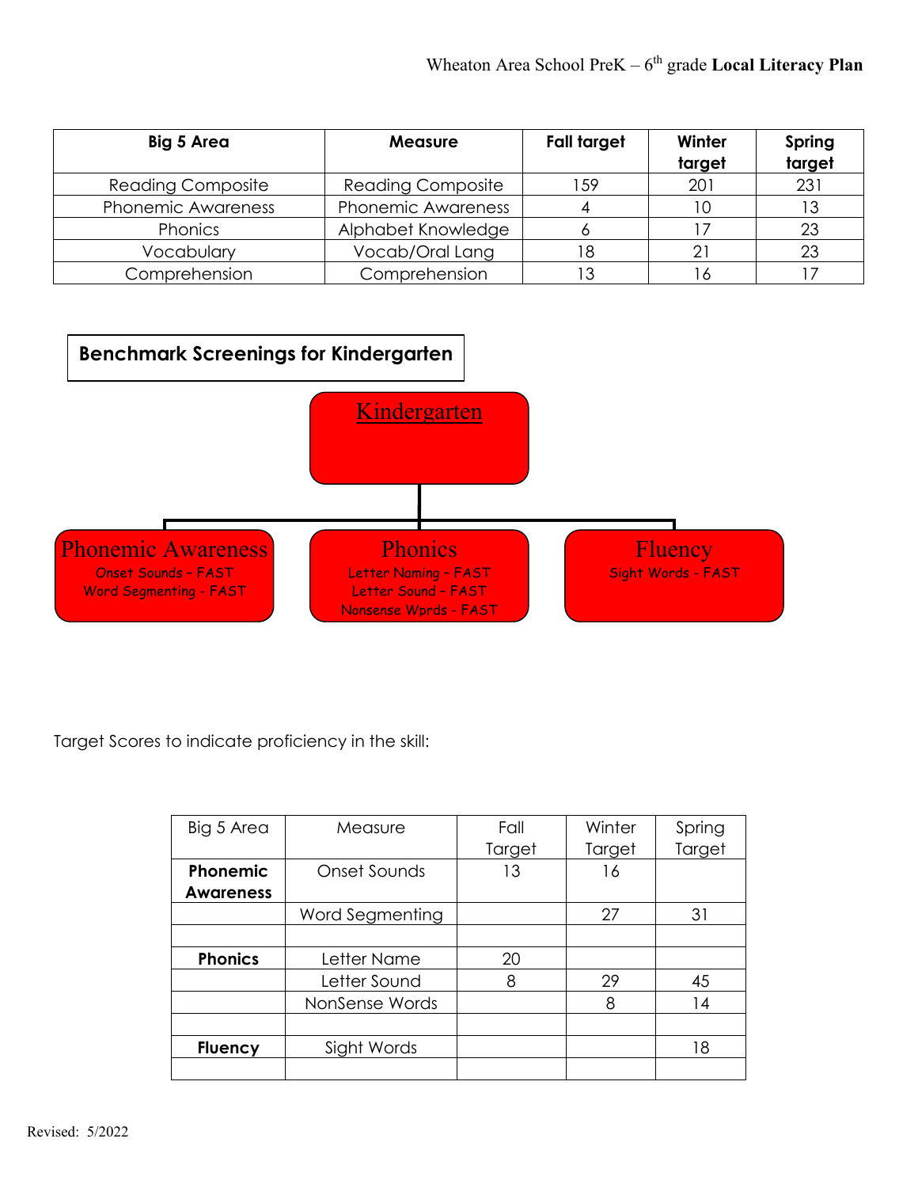| Big 5 Area | Measure | Fall target | Winter target | Spring target |
|---|---|---|---|---|
| Reading Composite | Reading Composite | 159 | 201 | 231 |
| Phonemic Awareness | Phonemic Awareness | 4 | 10 | 13 |
| Phonics | Alphabet Knowledge | 6 | 17 | 23 |
| Vocabulary | Vocab/Oral Lang | 18 | 21 | 23 |
| Comprehension | Comprehension | 13 | 16 | 17 |

**Benchmark Screenings for Kindergarten**

Kindergarten

- Phonemic Awareness
  - Onset Sounds - FAST
  - Word Segmenting - FAST
- Phonics
  - Letter Naming - FAST
  - Letter Sound - FAST
  - Nonsense Wprds - FAST
- Fluency
  - Sight Words - FAST

Target Scores to indicate proficiency in the skill:

| Big 5 Area | Measure | Fall Target | Winter Target | Spring Target |
|---|---|---|---|---|
| **Phonemic Awareness** | Onset Sounds | 13 | 16 | |
| | Word Segmenting | | 27 | 31 |
| | | | | |
| **Phonics** | Letter Name | 20 | | |
| | Letter Sound | 8 | 29 | 45 |
| | NonSense Words | | 8 | 14 |
| | | | | |
| **Fluency** | Sight Words | | | 18 |
| | | | | |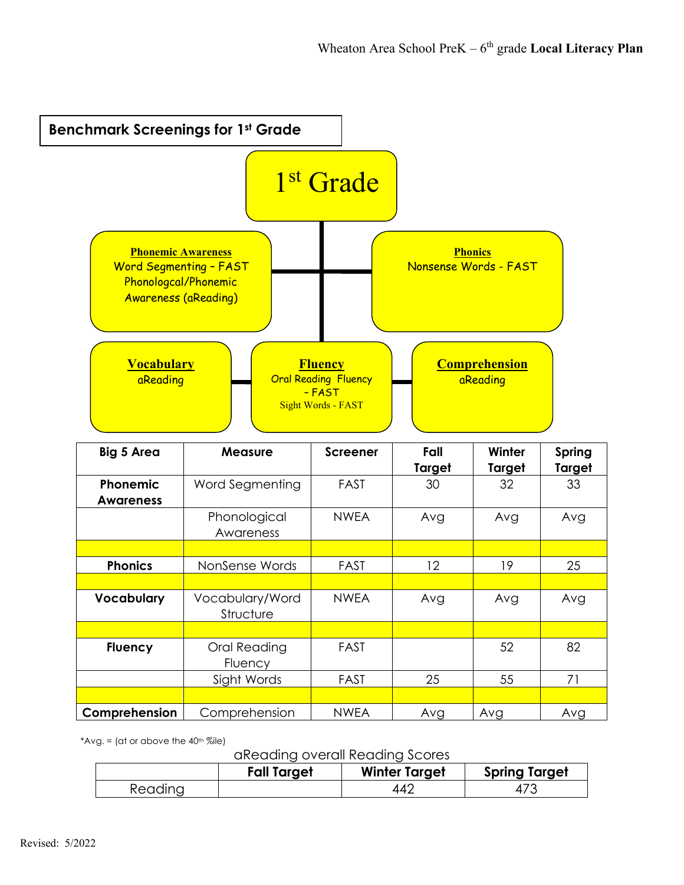## Benchmark Screenings for 1st Grade

**1st Grade**

**Phonemic Awareness**
Word Segmenting – FAST
Phonologcal/Phonemic Awareness (aReading)

**Phonics**
Nonsense Words - FAST

**Vocabulary**
aReading

**Fluency**
Oral Reading Fluency – FAST
Sight Words - FAST

**Comprehension**
aReading

| Big 5 Area | Measure | Screener | Fall Target | Winter Target | Spring Target |
|---|---|---|---|---|---|
| **Phonemic Awareness** | Word Segmenting | FAST | 30 | 32 | 33 |
| | Phonological Awareness | NWEA | Avg | Avg | Avg |
| | | | | | |
| **Phonics** | NonSense Words | FAST | 12 | 19 | 25 |
| | | | | | |
| **Vocabulary** | Vocabulary/Word Structure | NWEA | Avg | Avg | Avg |
| | | | | | |
| **Fluency** | Oral Reading Fluency | FAST | | 52 | 82 |
| | Sight Words | FAST | 25 | 55 | 71 |
| | | | | | |
| **Comprehension** | Comprehension | NWEA | Avg | Avg | Avg |

*Avg. = (at or above the 40th %ile)

aReading overall Reading Scores

| | Fall Target | Winter Target | Spring Target |
|---|---|---|---|
| Reading | | 442 | 473 |

Revised: 5/2022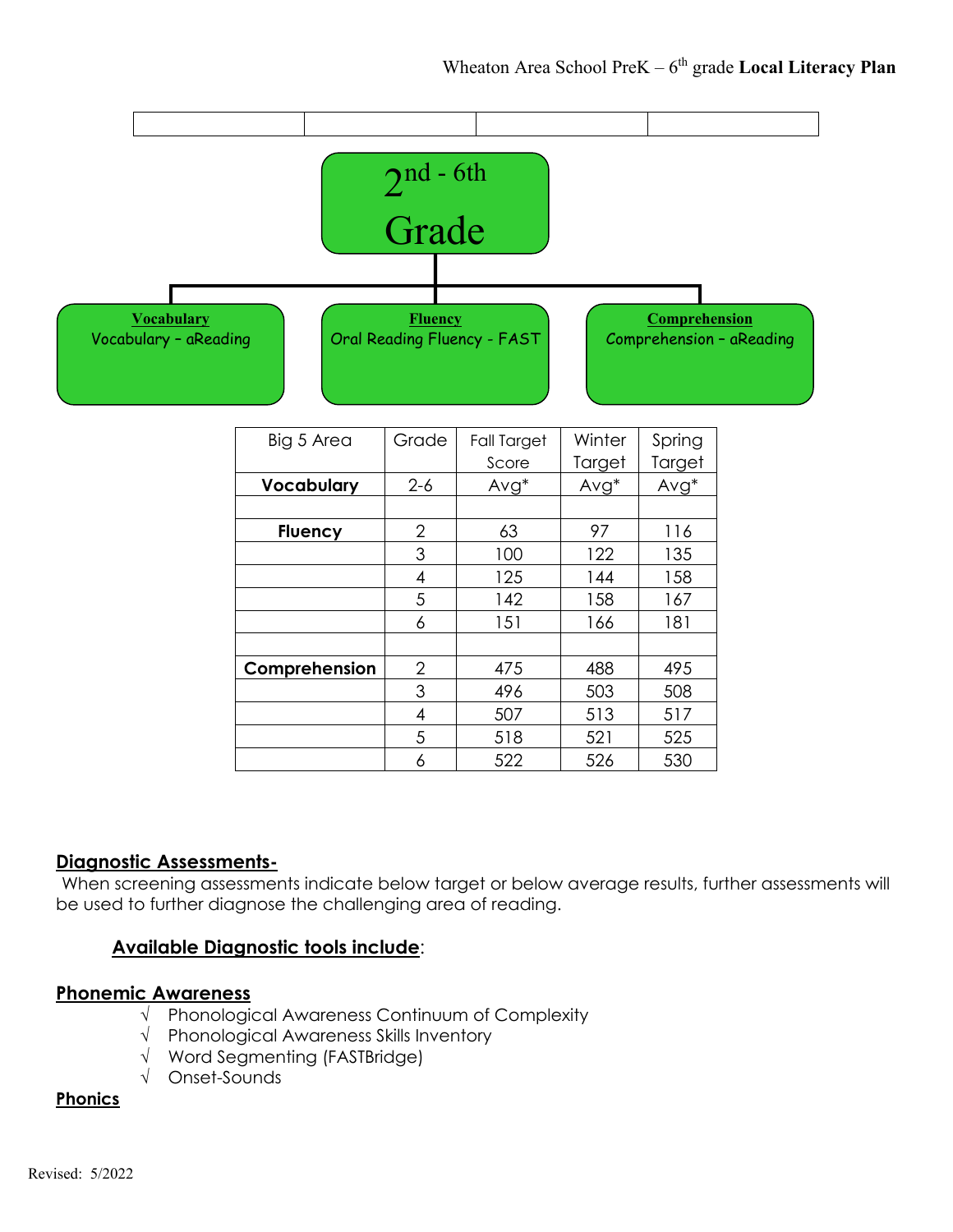| | | | |
|---|---|---|---|
| | | | |

2nd - 6th Grade

**Vocabulary**
Vocabulary – aReading

**Fluency**
Oral Reading Fluency - FAST

**Comprehension**
Comprehension – aReading

| Big 5 Area | Grade | Fall Target Score | Winter Target | Spring Target |
|---|---|---|---|---|
| **Vocabulary** | 2-6 | Avg* | Avg* | Avg* |
| | | | | |
| **Fluency** | 2 | 63 | 97 | 116 |
| | 3 | 100 | 122 | 135 |
| | 4 | 125 | 144 | 158 |
| | 5 | 142 | 158 | 167 |
| | 6 | 151 | 166 | 181 |
| | | | | |
| **Comprehension** | 2 | 475 | 488 | 495 |
| | 3 | 496 | 503 | 508 |
| | 4 | 507 | 513 | 517 |
| | 5 | 518 | 521 | 525 |
| | 6 | 522 | 526 | 530 |

## Diagnostic Assessments-

When screening assessments indicate below target or below average results, further assessments will be used to further diagnose the challenging area of reading.

### Available Diagnostic tools include:

**Phonemic Awareness**

- √ Phonological Awareness Continuum of Complexity
- √ Phonological Awareness Skills Inventory
- √ Word Segmenting (FASTBridge)
- √ Onset-Sounds

**Phonics**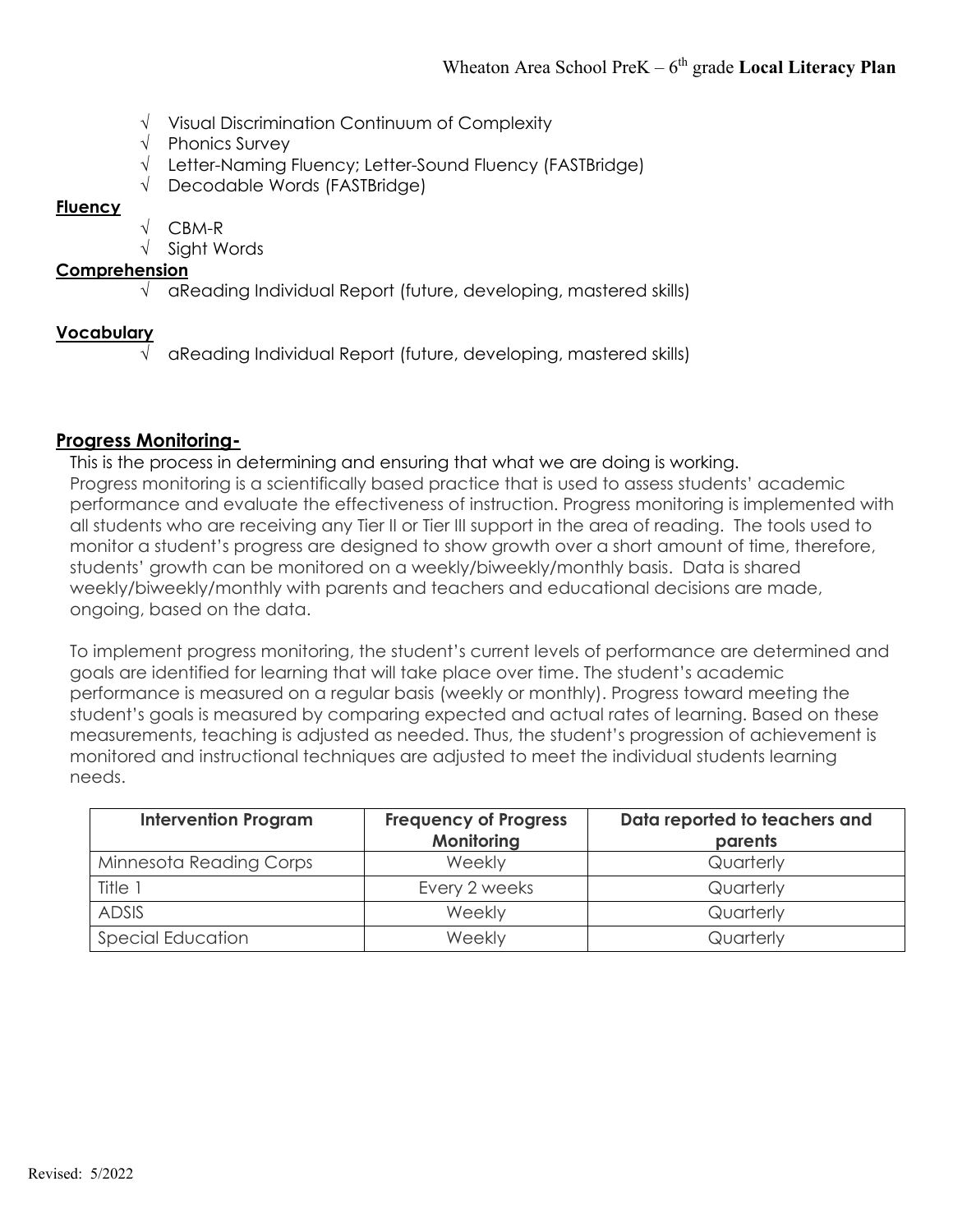- √ Visual Discrimination Continuum of Complexity
- √ Phonics Survey
- √ Letter-Naming Fluency; Letter-Sound Fluency (FASTBridge)
- √ Decodable Words (FASTBridge)

**Fluency**

- √ CBM-R
- √ Sight Words

**Comprehension**

- √ aReading Individual Report (future, developing, mastered skills)

**Vocabulary**

- √ aReading Individual Report (future, developing, mastered skills)

## Progress Monitoring-

This is the process in determining and ensuring that what we are doing is working.
Progress monitoring is a scientifically based practice that is used to assess students' academic performance and evaluate the effectiveness of instruction. Progress monitoring is implemented with all students who are receiving any Tier II or Tier III support in the area of reading. The tools used to monitor a student's progress are designed to show growth over a short amount of time, therefore, students' growth can be monitored on a weekly/biweekly/monthly basis. Data is shared weekly/biweekly/monthly with parents and teachers and educational decisions are made, ongoing, based on the data.

To implement progress monitoring, the student's current levels of performance are determined and goals are identified for learning that will take place over time. The student's academic performance is measured on a regular basis (weekly or monthly). Progress toward meeting the student's goals is measured by comparing expected and actual rates of learning. Based on these measurements, teaching is adjusted as needed. Thus, the student's progression of achievement is monitored and instructional techniques are adjusted to meet the individual students learning needs.

| Intervention Program | Frequency of Progress Monitoring | Data reported to teachers and parents |
|---|---|---|
| Minnesota Reading Corps | Weekly | Quarterly |
| Title 1 | Every 2 weeks | Quarterly |
| ADSIS | Weekly | Quarterly |
| Special Education | Weekly | Quarterly |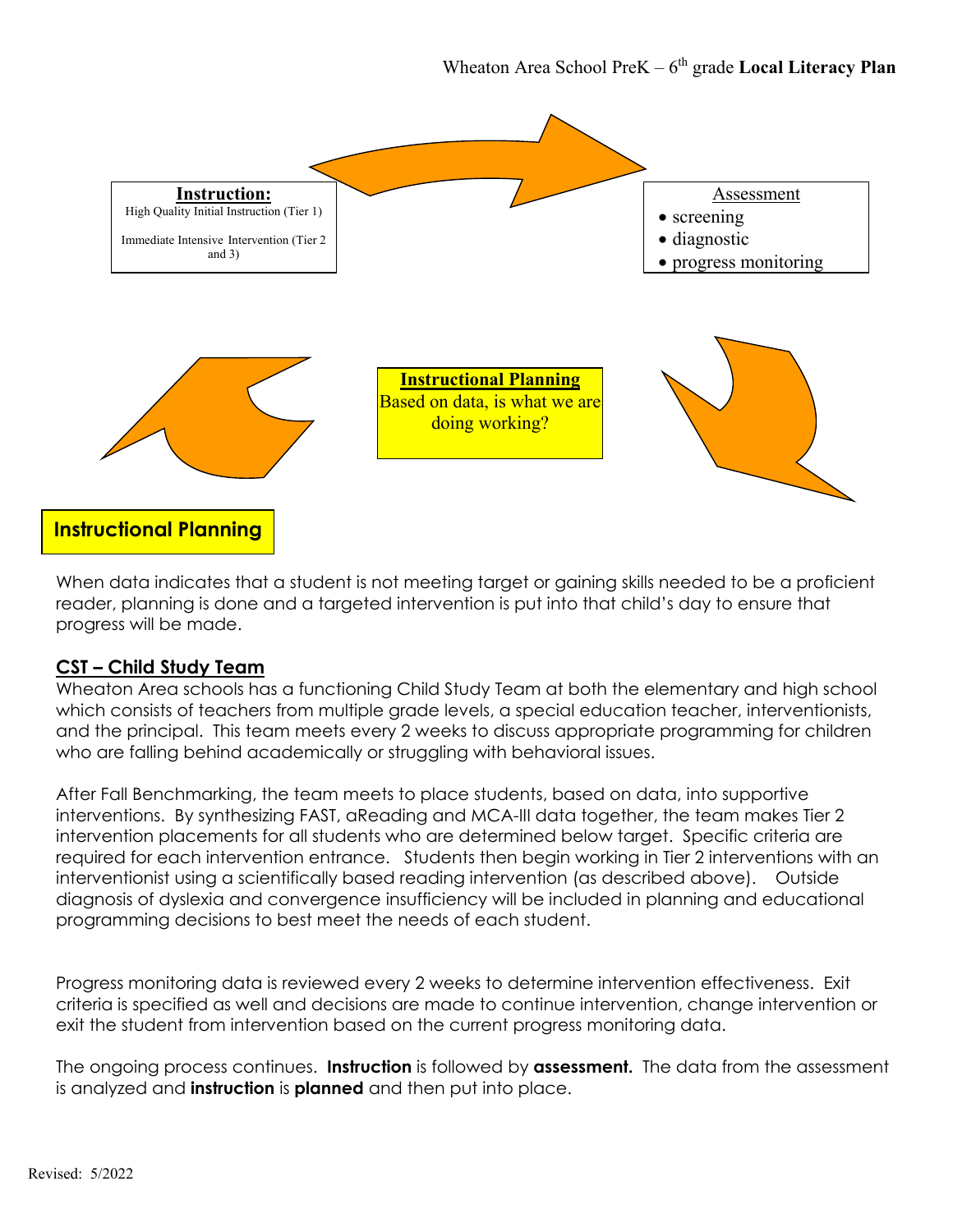**Instruction:**
High Quality Initial Instruction (Tier 1)

Immediate Intensive Intervention (Tier 2 and 3)

Assessment
- screening
- diagnostic
- progress monitoring

**Instructional Planning**
Based on data, is what we are doing working?

## Instructional Planning

When data indicates that a student is not meeting target or gaining skills needed to be a proficient reader, planning is done and a targeted intervention is put into that child's day to ensure that progress will be made.

### CST – Child Study Team

Wheaton Area schools has a functioning Child Study Team at both the elementary and high school which consists of teachers from multiple grade levels, a special education teacher, interventionists, and the principal. This team meets every 2 weeks to discuss appropriate programming for children who are falling behind academically or struggling with behavioral issues.

After Fall Benchmarking, the team meets to place students, based on data, into supportive interventions. By synthesizing FAST, aReading and MCA-III data together, the team makes Tier 2 intervention placements for all students who are determined below target. Specific criteria are required for each intervention entrance. Students then begin working in Tier 2 interventions with an interventionist using a scientifically based reading intervention (as described above). Outside diagnosis of dyslexia and convergence insufficiency will be included in planning and educational programming decisions to best meet the needs of each student.

Progress monitoring data is reviewed every 2 weeks to determine intervention effectiveness. Exit criteria is specified as well and decisions are made to continue intervention, change intervention or exit the student from intervention based on the current progress monitoring data.

The ongoing process continues. **Instruction** is followed by **assessment.** The data from the assessment is analyzed and **instruction** is **planned** and then put into place.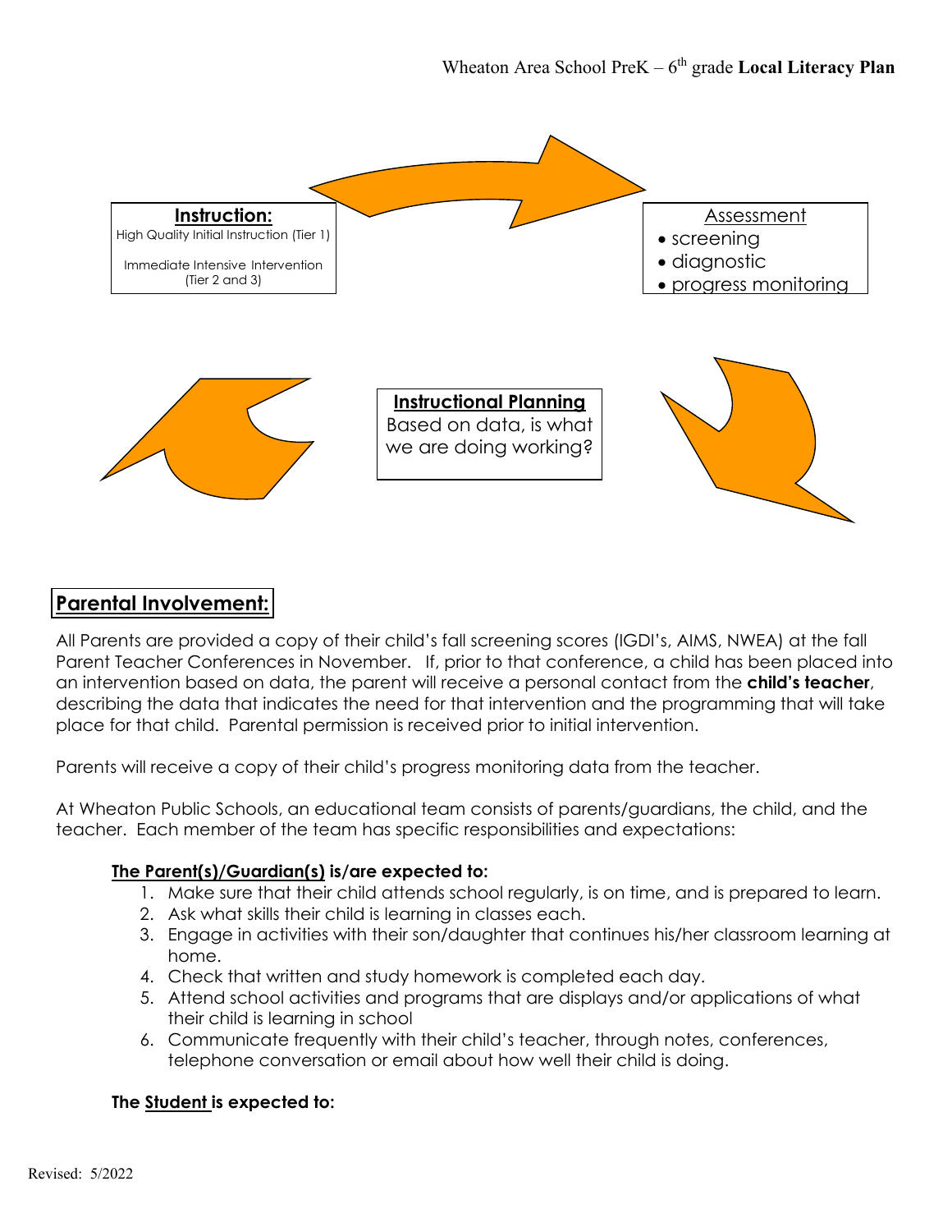**Instruction:**
High Quality Initial Instruction (Tier 1)

Immediate Intensive Intervention (Tier 2 and 3)

Assessment
- screening
- diagnostic
- progress monitoring

**Instructional Planning**
Based on data, is what we are doing working?

## Parental Involvement:

All Parents are provided a copy of their child's fall screening scores (IGDI's, AIMS, NWEA) at the fall Parent Teacher Conferences in November. If, prior to that conference, a child has been placed into an intervention based on data, the parent will receive a personal contact from the **child's teacher**, describing the data that indicates the need for that intervention and the programming that will take place for that child. Parental permission is received prior to initial intervention.

Parents will receive a copy of their child's progress monitoring data from the teacher.

At Wheaton Public Schools, an educational team consists of parents/guardians, the child, and the teacher. Each member of the team has specific responsibilities and expectations:

**The Parent(s)/Guardian(s) is/are expected to:**

1. Make sure that their child attends school regularly, is on time, and is prepared to learn.
2. Ask what skills their child is learning in classes each.
3. Engage in activities with their son/daughter that continues his/her classroom learning at home.
4. Check that written and study homework is completed each day.
5. Attend school activities and programs that are displays and/or applications of what their child is learning in school
6. Communicate frequently with their child's teacher, through notes, conferences, telephone conversation or email about how well their child is doing.

**The Student is expected to:**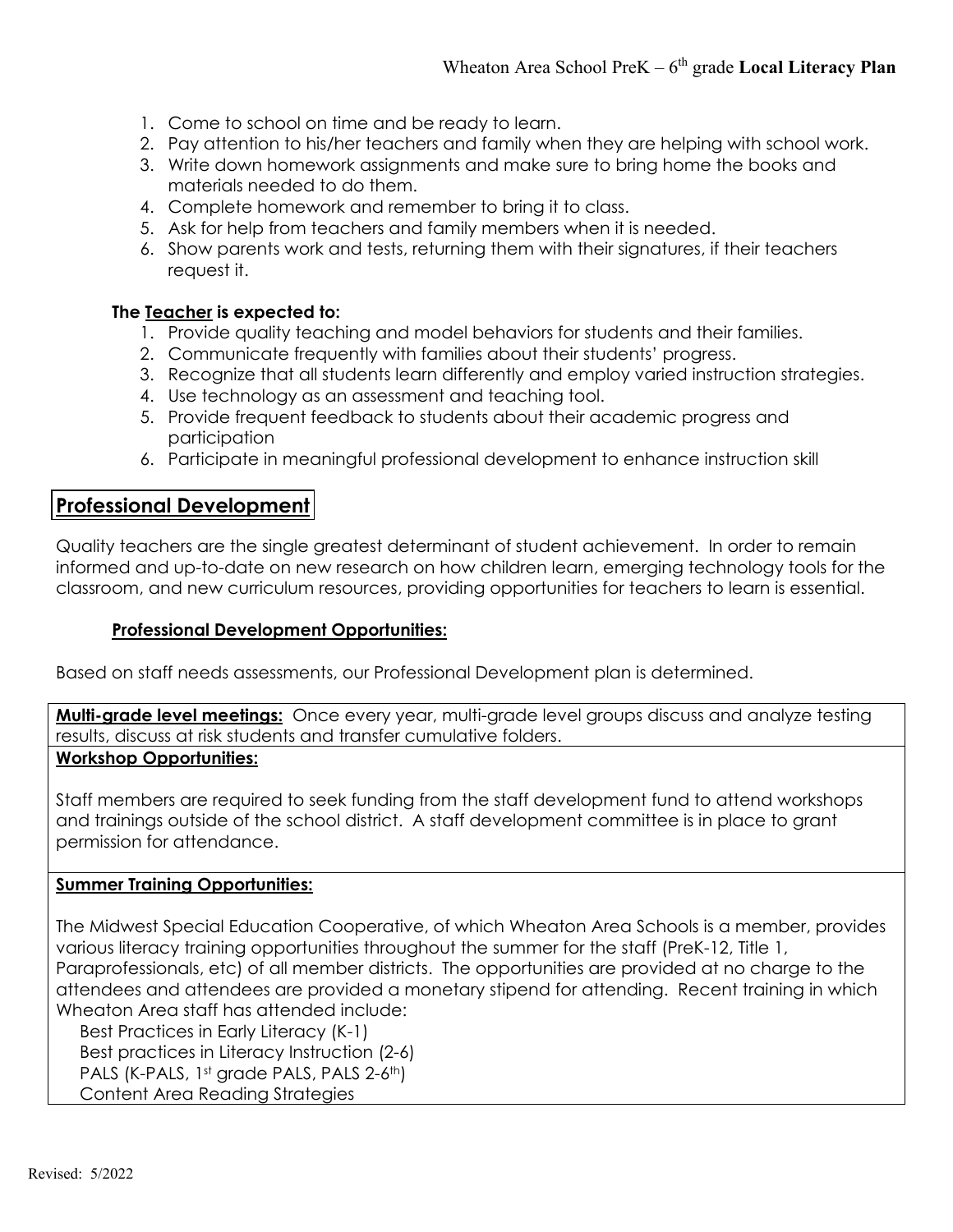1. Come to school on time and be ready to learn.
2. Pay attention to his/her teachers and family when they are helping with school work.
3. Write down homework assignments and make sure to bring home the books and materials needed to do them.
4. Complete homework and remember to bring it to class.
5. Ask for help from teachers and family members when it is needed.
6. Show parents work and tests, returning them with their signatures, if their teachers request it.

**The Teacher is expected to:**

1. Provide quality teaching and model behaviors for students and their families.
2. Communicate frequently with families about their students' progress.
3. Recognize that all students learn differently and employ varied instruction strategies.
4. Use technology as an assessment and teaching tool.
5. Provide frequent feedback to students about their academic progress and participation
6. Participate in meaningful professional development to enhance instruction skill

## Professional Development

Quality teachers are the single greatest determinant of student achievement. In order to remain informed and up-to-date on new research on how children learn, emerging technology tools for the classroom, and new curriculum resources, providing opportunities for teachers to learn is essential.

### Professional Development Opportunities:

Based on staff needs assessments, our Professional Development plan is determined.

**Multi-grade level meetings:** Once every year, multi-grade level groups discuss and analyze testing results, discuss at risk students and transfer cumulative folders.

**Workshop Opportunities:**

Staff members are required to seek funding from the staff development fund to attend workshops and trainings outside of the school district. A staff development committee is in place to grant permission for attendance.

**Summer Training Opportunities:**

The Midwest Special Education Cooperative, of which Wheaton Area Schools is a member, provides various literacy training opportunities throughout the summer for the staff (PreK-12, Title 1, Paraprofessionals, etc) of all member districts. The opportunities are provided at no charge to the attendees and attendees are provided a monetary stipend for attending. Recent training in which Wheaton Area staff has attended include:

Best Practices in Early Literacy (K-1)
Best practices in Literacy Instruction (2-6)
PALS (K-PALS, 1st grade PALS, PALS 2-6th)
Content Area Reading Strategies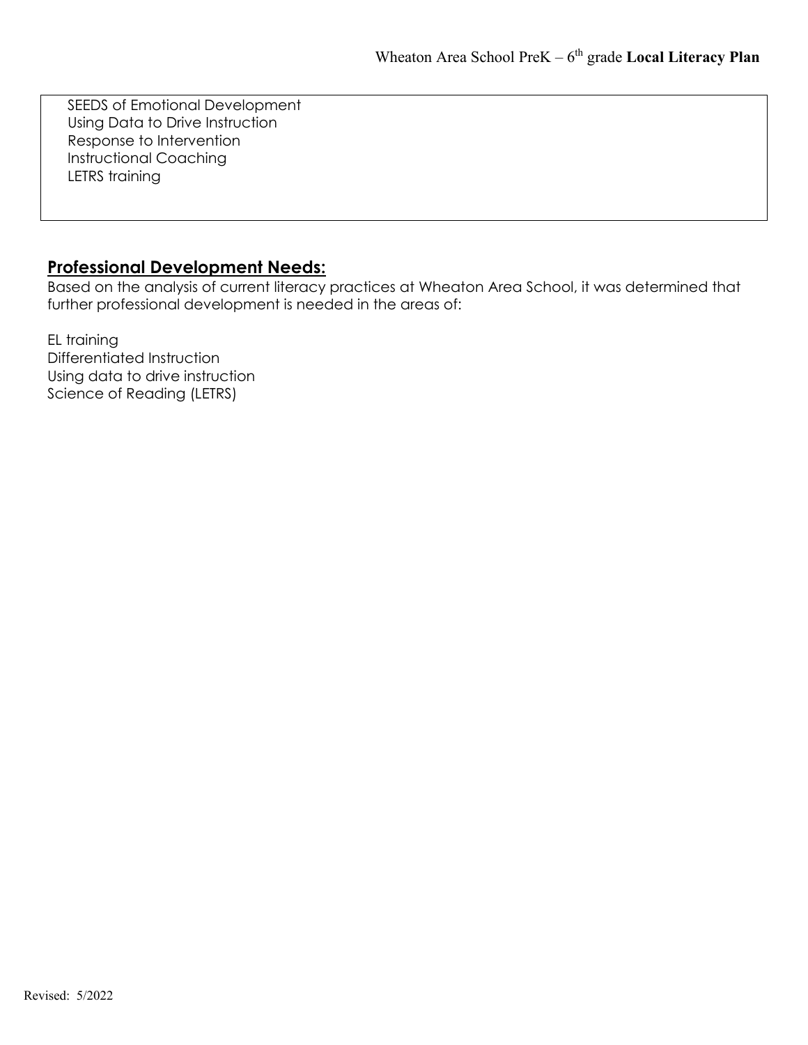SEEDS of Emotional Development
Using Data to Drive Instruction
Response to Intervention
Instructional Coaching
LETRS training

## Professional Development Needs:

Based on the analysis of current literacy practices at Wheaton Area School, it was determined that further professional development is needed in the areas of:

EL training
Differentiated Instruction
Using data to drive instruction
Science of Reading (LETRS)